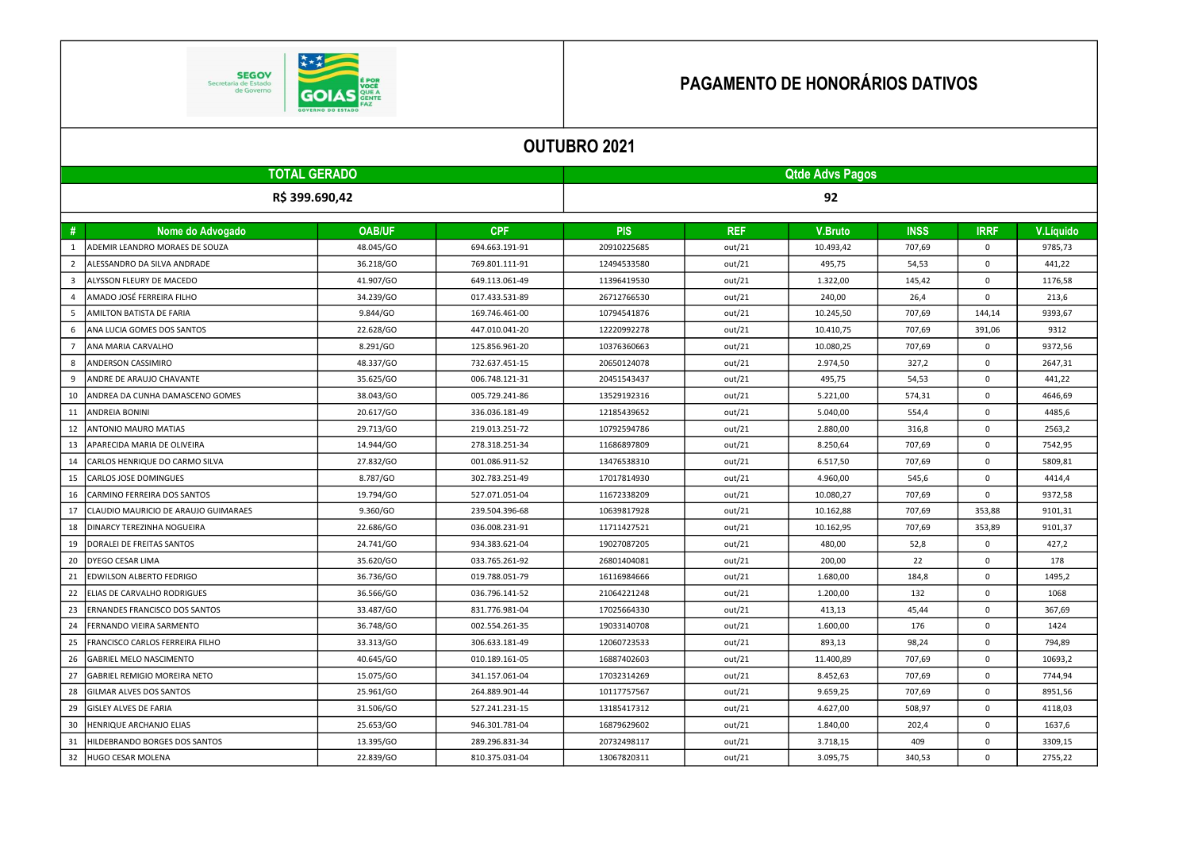# PAGAMENTO DE HONORÁRIOS DATIVOS

## OUTUBRO 2021

| TOTAL GERADO | Qtde Advs Pagos |
|---|---|
| R$ 399.690,42 | 92 |

| # | Nome do Advogado | OAB/UF | CPF | PIS | REF | V.Bruto | INSS | IRRF | V.Líquido |
|---|---|---|---|---|---|---|---|---|---|
| 1 | ADEMIR LEANDRO MORAES DE SOUZA | 48.045/GO | 694.663.191-91 | 20910225685 | out/21 | 10.493,42 | 707,69 | 0 | 9785,73 |
| 2 | ALESSANDRO DA SILVA ANDRADE | 36.218/GO | 769.801.111-91 | 12494533580 | out/21 | 495,75 | 54,53 | 0 | 441,22 |
| 3 | ALYSSON FLEURY DE MACEDO | 41.907/GO | 649.113.061-49 | 11396419530 | out/21 | 1.322,00 | 145,42 | 0 | 1176,58 |
| 4 | AMADO JOSÉ FERREIRA FILHO | 34.239/GO | 017.433.531-89 | 26712766530 | out/21 | 240,00 | 26,4 | 0 | 213,6 |
| 5 | AMILTON BATISTA DE FARIA | 9.844/GO | 169.746.461-00 | 10794541876 | out/21 | 10.245,50 | 707,69 | 144,14 | 9393,67 |
| 6 | ANA LUCIA GOMES DOS SANTOS | 22.628/GO | 447.010.041-20 | 12220992278 | out/21 | 10.410,75 | 707,69 | 391,06 | 9312 |
| 7 | ANA MARIA CARVALHO | 8.291/GO | 125.856.961-20 | 10376360663 | out/21 | 10.080,25 | 707,69 | 0 | 9372,56 |
| 8 | ANDERSON CASSIMIRO | 48.337/GO | 732.637.451-15 | 20650124078 | out/21 | 2.974,50 | 327,2 | 0 | 2647,31 |
| 9 | ANDRE DE ARAUJO CHAVANTE | 35.625/GO | 006.748.121-31 | 20451543437 | out/21 | 495,75 | 54,53 | 0 | 441,22 |
| 10 | ANDREA DA CUNHA DAMASCENO GOMES | 38.043/GO | 005.729.241-86 | 13529192316 | out/21 | 5.221,00 | 574,31 | 0 | 4646,69 |
| 11 | ANDREIA BONINI | 20.617/GO | 336.036.181-49 | 12185439652 | out/21 | 5.040,00 | 554,4 | 0 | 4485,6 |
| 12 | ANTONIO MAURO MATIAS | 29.713/GO | 219.013.251-72 | 10792594786 | out/21 | 2.880,00 | 316,8 | 0 | 2563,2 |
| 13 | APARECIDA MARIA DE OLIVEIRA | 14.944/GO | 278.318.251-34 | 11686897809 | out/21 | 8.250,64 | 707,69 | 0 | 7542,95 |
| 14 | CARLOS HENRIQUE DO CARMO SILVA | 27.832/GO | 001.086.911-52 | 13476538310 | out/21 | 6.517,50 | 707,69 | 0 | 5809,81 |
| 15 | CARLOS JOSE DOMINGUES | 8.787/GO | 302.783.251-49 | 17017814930 | out/21 | 4.960,00 | 545,6 | 0 | 4414,4 |
| 16 | CARMINO FERREIRA DOS SANTOS | 19.794/GO | 527.071.051-04 | 11672338209 | out/21 | 10.080,27 | 707,69 | 0 | 9372,58 |
| 17 | CLAUDIO MAURICIO DE ARAUJO GUIMARAES | 9.360/GO | 239.504.396-68 | 10639817928 | out/21 | 10.162,88 | 707,69 | 353,88 | 9101,31 |
| 18 | DINARCY TEREZINHA NOGUEIRA | 22.686/GO | 036.008.231-91 | 11711427521 | out/21 | 10.162,95 | 707,69 | 353,89 | 9101,37 |
| 19 | DORALEI DE FREITAS SANTOS | 24.741/GO | 934.383.621-04 | 19027087205 | out/21 | 480,00 | 52,8 | 0 | 427,2 |
| 20 | DYEGO CESAR LIMA | 35.620/GO | 033.765.261-92 | 26801404081 | out/21 | 200,00 | 22 | 0 | 178 |
| 21 | EDWILSON ALBERTO FEDRIGO | 36.736/GO | 019.788.051-79 | 16116984666 | out/21 | 1.680,00 | 184,8 | 0 | 1495,2 |
| 22 | ELIAS DE CARVALHO RODRIGUES | 36.566/GO | 036.796.141-52 | 21064221248 | out/21 | 1.200,00 | 132 | 0 | 1068 |
| 23 | ERNANDES FRANCISCO DOS SANTOS | 33.487/GO | 831.776.981-04 | 17025664330 | out/21 | 413,13 | 45,44 | 0 | 367,69 |
| 24 | FERNANDO VIEIRA SARMENTO | 36.748/GO | 002.554.261-35 | 19033140708 | out/21 | 1.600,00 | 176 | 0 | 1424 |
| 25 | FRANCISCO CARLOS FERREIRA FILHO | 33.313/GO | 306.633.181-49 | 12060723533 | out/21 | 893,13 | 98,24 | 0 | 794,89 |
| 26 | GABRIEL MELO NASCIMENTO | 40.645/GO | 010.189.161-05 | 16887402603 | out/21 | 11.400,89 | 707,69 | 0 | 10693,2 |
| 27 | GABRIEL REMIGIO MOREIRA NETO | 15.075/GO | 341.157.061-04 | 17032314269 | out/21 | 8.452,63 | 707,69 | 0 | 7744,94 |
| 28 | GILMAR ALVES DOS SANTOS | 25.961/GO | 264.889.901-44 | 10117757567 | out/21 | 9.659,25 | 707,69 | 0 | 8951,56 |
| 29 | GISLEY ALVES DE FARIA | 31.506/GO | 527.241.231-15 | 13185417312 | out/21 | 4.627,00 | 508,97 | 0 | 4118,03 |
| 30 | HENRIQUE ARCHANJO ELIAS | 25.653/GO | 946.301.781-04 | 16879629602 | out/21 | 1.840,00 | 202,4 | 0 | 1637,6 |
| 31 | HILDEBRANDO BORGES DOS SANTOS | 13.395/GO | 289.296.831-34 | 20732498117 | out/21 | 3.718,15 | 409 | 0 | 3309,15 |
| 32 | HUGO CESAR MOLENA | 22.839/GO | 810.375.031-04 | 13067820311 | out/21 | 3.095,75 | 340,53 | 0 | 2755,22 |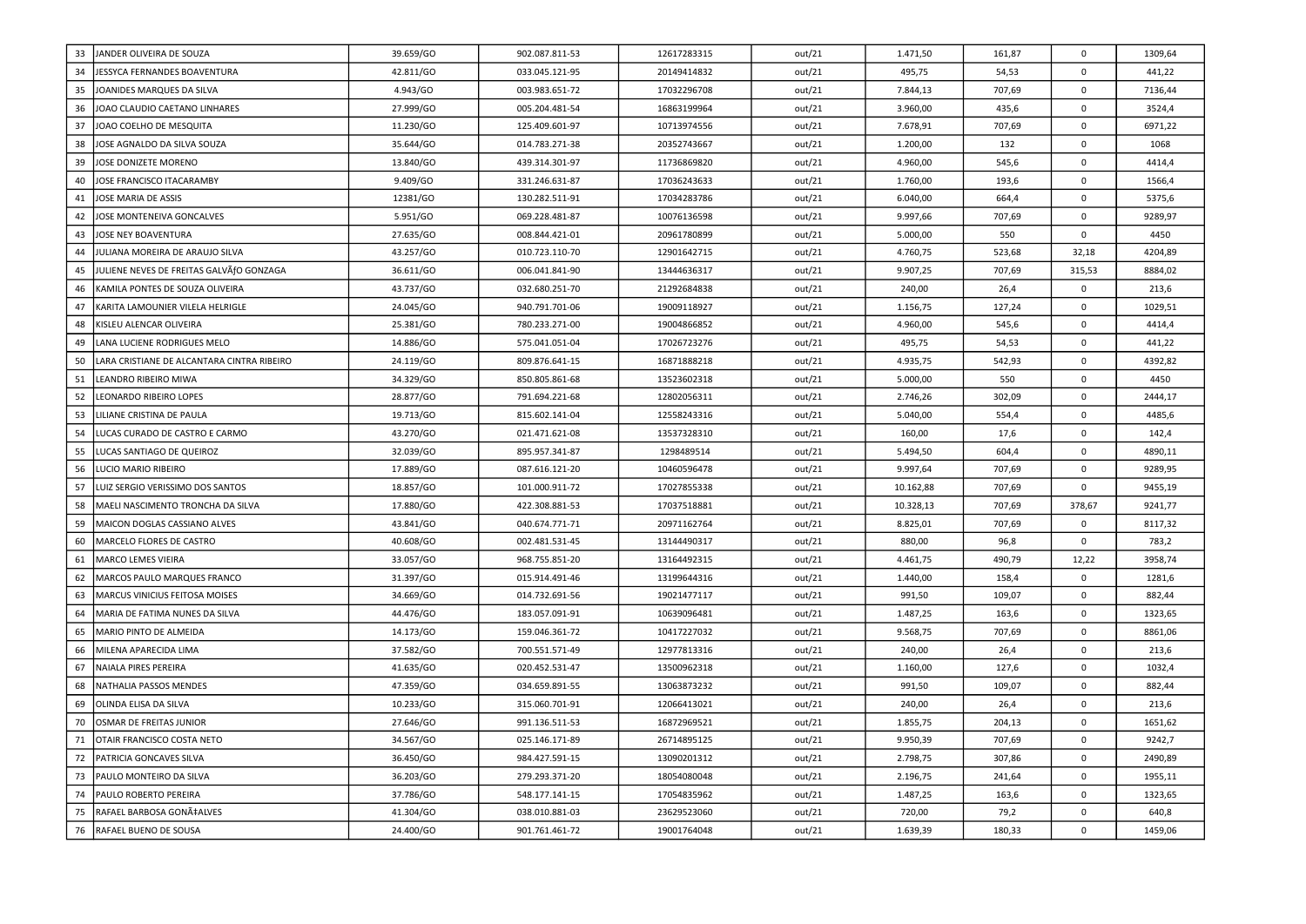| 33 | JANDER OLIVEIRA DE SOUZA | 39.659/GO | 902.087.811-53 | 12617283315 | out/21 | 1.471,50 | 161,87 | 0 | 1309,64 |
|---|---|---|---|---|---|---|---|---|---|
| 34 | JESSYCA FERNANDES BOAVENTURA | 42.811/GO | 033.045.121-95 | 20149414832 | out/21 | 495,75 | 54,53 | 0 | 441,22 |
| 35 | JOANIDES MARQUES DA SILVA | 4.943/GO | 003.983.651-72 | 17032296708 | out/21 | 7.844,13 | 707,69 | 0 | 7136,44 |
| 36 | JOAO CLAUDIO CAETANO LINHARES | 27.999/GO | 005.204.481-54 | 16863199964 | out/21 | 3.960,00 | 435,6 | 0 | 3524,4 |
| 37 | JOAO COELHO DE MESQUITA | 11.230/GO | 125.409.601-97 | 10713974556 | out/21 | 7.678,91 | 707,69 | 0 | 6971,22 |
| 38 | JOSE AGNALDO DA SILVA SOUZA | 35.644/GO | 014.783.271-38 | 20352743667 | out/21 | 1.200,00 | 132 | 0 | 1068 |
| 39 | JOSE DONIZETE MORENO | 13.840/GO | 439.314.301-97 | 11736869820 | out/21 | 4.960,00 | 545,6 | 0 | 4414,4 |
| 40 | JOSE FRANCISCO ITACARAMBY | 9.409/GO | 331.246.631-87 | 17036243633 | out/21 | 1.760,00 | 193,6 | 0 | 1566,4 |
| 41 | JOSE MARIA DE ASSIS | 12381/GO | 130.282.511-91 | 17034283786 | out/21 | 6.040,00 | 664,4 | 0 | 5375,6 |
| 42 | JOSE MONTENEIVA GONCALVES | 5.951/GO | 069.228.481-87 | 10076136598 | out/21 | 9.997,66 | 707,69 | 0 | 9289,97 |
| 43 | JOSE NEY BOAVENTURA | 27.635/GO | 008.844.421-01 | 20961780899 | out/21 | 5.000,00 | 550 | 0 | 4450 |
| 44 | JULIANA MOREIRA DE ARAUJO SILVA | 43.257/GO | 010.723.110-70 | 12901642715 | out/21 | 4.760,75 | 523,68 | 32,18 | 4204,89 |
| 45 | JULIENE NEVES DE FREITAS GALVÃƒO GONZAGA | 36.611/GO | 006.041.841-90 | 13444636317 | out/21 | 9.907,25 | 707,69 | 315,53 | 8884,02 |
| 46 | KAMILA PONTES DE SOUZA OLIVEIRA | 43.737/GO | 032.680.251-70 | 21292684838 | out/21 | 240,00 | 26,4 | 0 | 213,6 |
| 47 | KARITA LAMOUNIER VILELA HELRIGLE | 24.045/GO | 940.791.701-06 | 19009118927 | out/21 | 1.156,75 | 127,24 | 0 | 1029,51 |
| 48 | KISLEU ALENCAR OLIVEIRA | 25.381/GO | 780.233.271-00 | 19004866852 | out/21 | 4.960,00 | 545,6 | 0 | 4414,4 |
| 49 | LANA LUCIENE RODRIGUES MELO | 14.886/GO | 575.041.051-04 | 17026723276 | out/21 | 495,75 | 54,53 | 0 | 441,22 |
| 50 | LARA CRISTIANE DE ALCANTARA CINTRA RIBEIRO | 24.119/GO | 809.876.641-15 | 16871888218 | out/21 | 4.935,75 | 542,93 | 0 | 4392,82 |
| 51 | LEANDRO RIBEIRO MIWA | 34.329/GO | 850.805.861-68 | 13523602318 | out/21 | 5.000,00 | 550 | 0 | 4450 |
| 52 | LEONARDO RIBEIRO LOPES | 28.877/GO | 791.694.221-68 | 12802056311 | out/21 | 2.746,26 | 302,09 | 0 | 2444,17 |
| 53 | LILIANE CRISTINA DE PAULA | 19.713/GO | 815.602.141-04 | 12558243316 | out/21 | 5.040,00 | 554,4 | 0 | 4485,6 |
| 54 | LUCAS CURADO DE CASTRO E CARMO | 43.270/GO | 021.471.621-08 | 13537328310 | out/21 | 160,00 | 17,6 | 0 | 142,4 |
| 55 | LUCAS SANTIAGO DE QUEIROZ | 32.039/GO | 895.957.341-87 | 1298489514 | out/21 | 5.494,50 | 604,4 | 0 | 4890,11 |
| 56 | LUCIO MARIO RIBEIRO | 17.889/GO | 087.616.121-20 | 10460596478 | out/21 | 9.997,64 | 707,69 | 0 | 9289,95 |
| 57 | LUIZ SERGIO VERISSIMO DOS SANTOS | 18.857/GO | 101.000.911-72 | 17027855338 | out/21 | 10.162,88 | 707,69 | 0 | 9455,19 |
| 58 | MAELI NASCIMENTO TRONCHA DA SILVA | 17.880/GO | 422.308.881-53 | 17037518881 | out/21 | 10.328,13 | 707,69 | 378,67 | 9241,77 |
| 59 | MAICON DOGLAS CASSIANO ALVES | 43.841/GO | 040.674.771-71 | 20971162764 | out/21 | 8.825,01 | 707,69 | 0 | 8117,32 |
| 60 | MARCELO FLORES DE CASTRO | 40.608/GO | 002.481.531-45 | 13144490317 | out/21 | 880,00 | 96,8 | 0 | 783,2 |
| 61 | MARCO LEMES VIEIRA | 33.057/GO | 968.755.851-20 | 13164492315 | out/21 | 4.461,75 | 490,79 | 12,22 | 3958,74 |
| 62 | MARCOS PAULO MARQUES FRANCO | 31.397/GO | 015.914.491-46 | 13199644316 | out/21 | 1.440,00 | 158,4 | 0 | 1281,6 |
| 63 | MARCUS VINICIUS FEITOSA MOISES | 34.669/GO | 014.732.691-56 | 19021477117 | out/21 | 991,50 | 109,07 | 0 | 882,44 |
| 64 | MARIA DE FATIMA NUNES DA SILVA | 44.476/GO | 183.057.091-91 | 10639096481 | out/21 | 1.487,25 | 163,6 | 0 | 1323,65 |
| 65 | MARIO PINTO DE ALMEIDA | 14.173/GO | 159.046.361-72 | 10417227032 | out/21 | 9.568,75 | 707,69 | 0 | 8861,06 |
| 66 | MILENA APARECIDA LIMA | 37.582/GO | 700.551.571-49 | 12977813316 | out/21 | 240,00 | 26,4 | 0 | 213,6 |
| 67 | NAIALA PIRES PEREIRA | 41.635/GO | 020.452.531-47 | 13500962318 | out/21 | 1.160,00 | 127,6 | 0 | 1032,4 |
| 68 | NATHALIA PASSOS MENDES | 47.359/GO | 034.659.891-55 | 13063873232 | out/21 | 991,50 | 109,07 | 0 | 882,44 |
| 69 | OLINDA ELISA DA SILVA | 10.233/GO | 315.060.701-91 | 12066413021 | out/21 | 240,00 | 26,4 | 0 | 213,6 |
| 70 | OSMAR DE FREITAS JUNIOR | 27.646/GO | 991.136.511-53 | 16872969521 | out/21 | 1.855,75 | 204,13 | 0 | 1651,62 |
| 71 | OTAIR FRANCISCO COSTA NETO | 34.567/GO | 025.146.171-89 | 26714895125 | out/21 | 9.950,39 | 707,69 | 0 | 9242,7 |
| 72 | PATRICIA GONCAVES SILVA | 36.450/GO | 984.427.591-15 | 13090201312 | out/21 | 2.798,75 | 307,86 | 0 | 2490,89 |
| 73 | PAULO MONTEIRO DA SILVA | 36.203/GO | 279.293.371-20 | 18054080048 | out/21 | 2.196,75 | 241,64 | 0 | 1955,11 |
| 74 | PAULO ROBERTO PEREIRA | 37.786/GO | 548.177.141-15 | 17054835962 | out/21 | 1.487,25 | 163,6 | 0 | 1323,65 |
| 75 | RAFAEL BARBOSA GONÃ‡ALVES | 41.304/GO | 038.010.881-03 | 23629523060 | out/21 | 720,00 | 79,2 | 0 | 640,8 |
| 76 | RAFAEL BUENO DE SOUSA | 24.400/GO | 901.761.461-72 | 19001764048 | out/21 | 1.639,39 | 180,33 | 0 | 1459,06 |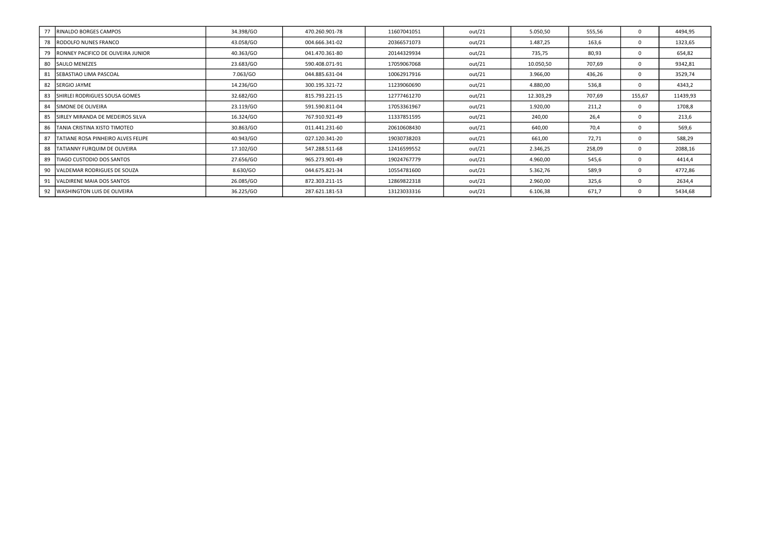| | | | | | | | | | |
|---|---|---|---|---|---|---|---|---|---|
| 77 | RINALDO BORGES CAMPOS | 34.398/GO | 470.260.901-78 | 11607041051 | out/21 | 5.050,50 | 555,56 | 0 | 4494,95 |
| 78 | RODOLFO NUNES FRANCO | 43.058/GO | 004.666.341-02 | 20366571073 | out/21 | 1.487,25 | 163,6 | 0 | 1323,65 |
| 79 | RONNEY PACIFICO DE OLIVEIRA JUNIOR | 40.363/GO | 041.470.361-80 | 20144329934 | out/21 | 735,75 | 80,93 | 0 | 654,82 |
| 80 | SAULO MENEZES | 23.683/GO | 590.408.071-91 | 17059067068 | out/21 | 10.050,50 | 707,69 | 0 | 9342,81 |
| 81 | SEBASTIAO LIMA PASCOAL | 7.063/GO | 044.885.631-04 | 10062917916 | out/21 | 3.966,00 | 436,26 | 0 | 3529,74 |
| 82 | SERGIO JAYME | 14.236/GO | 300.195.321-72 | 11239060690 | out/21 | 4.880,00 | 536,8 | 0 | 4343,2 |
| 83 | SHIRLEI RODRIGUES SOUSA GOMES | 32.682/GO | 815.793.221-15 | 12777461270 | out/21 | 12.303,29 | 707,69 | 155,67 | 11439,93 |
| 84 | SIMONE DE OLIVEIRA | 23.119/GO | 591.590.811-04 | 17053361967 | out/21 | 1.920,00 | 211,2 | 0 | 1708,8 |
| 85 | SIRLEY MIRANDA DE MEDEIROS SILVA | 16.324/GO | 767.910.921-49 | 11337851595 | out/21 | 240,00 | 26,4 | 0 | 213,6 |
| 86 | TANIA CRISTINA XISTO TIMOTEO | 30.863/GO | 011.441.231-60 | 20610608430 | out/21 | 640,00 | 70,4 | 0 | 569,6 |
| 87 | TATIANE ROSA PINHEIRO ALVES FELIPE | 40.943/GO | 027.120.341-20 | 19030738203 | out/21 | 661,00 | 72,71 | 0 | 588,29 |
| 88 | TATIANNY FURQUIM DE OLIVEIRA | 17.102/GO | 547.288.511-68 | 12416599552 | out/21 | 2.346,25 | 258,09 | 0 | 2088,16 |
| 89 | TIAGO CUSTODIO DOS SANTOS | 27.656/GO | 965.273.901-49 | 19024767779 | out/21 | 4.960,00 | 545,6 | 0 | 4414,4 |
| 90 | VALDEMAR RODRIGUES DE SOUZA | 8.630/GO | 044.675.821-34 | 10554781600 | out/21 | 5.362,76 | 589,9 | 0 | 4772,86 |
| 91 | VALDIRENE MAIA DOS SANTOS | 26.085/GO | 872.303.211-15 | 12869822318 | out/21 | 2.960,00 | 325,6 | 0 | 2634,4 |
| 92 | WASHINGTON LUIS DE OLIVEIRA | 36.225/GO | 287.621.181-53 | 13123033316 | out/21 | 6.106,38 | 671,7 | 0 | 5434,68 |